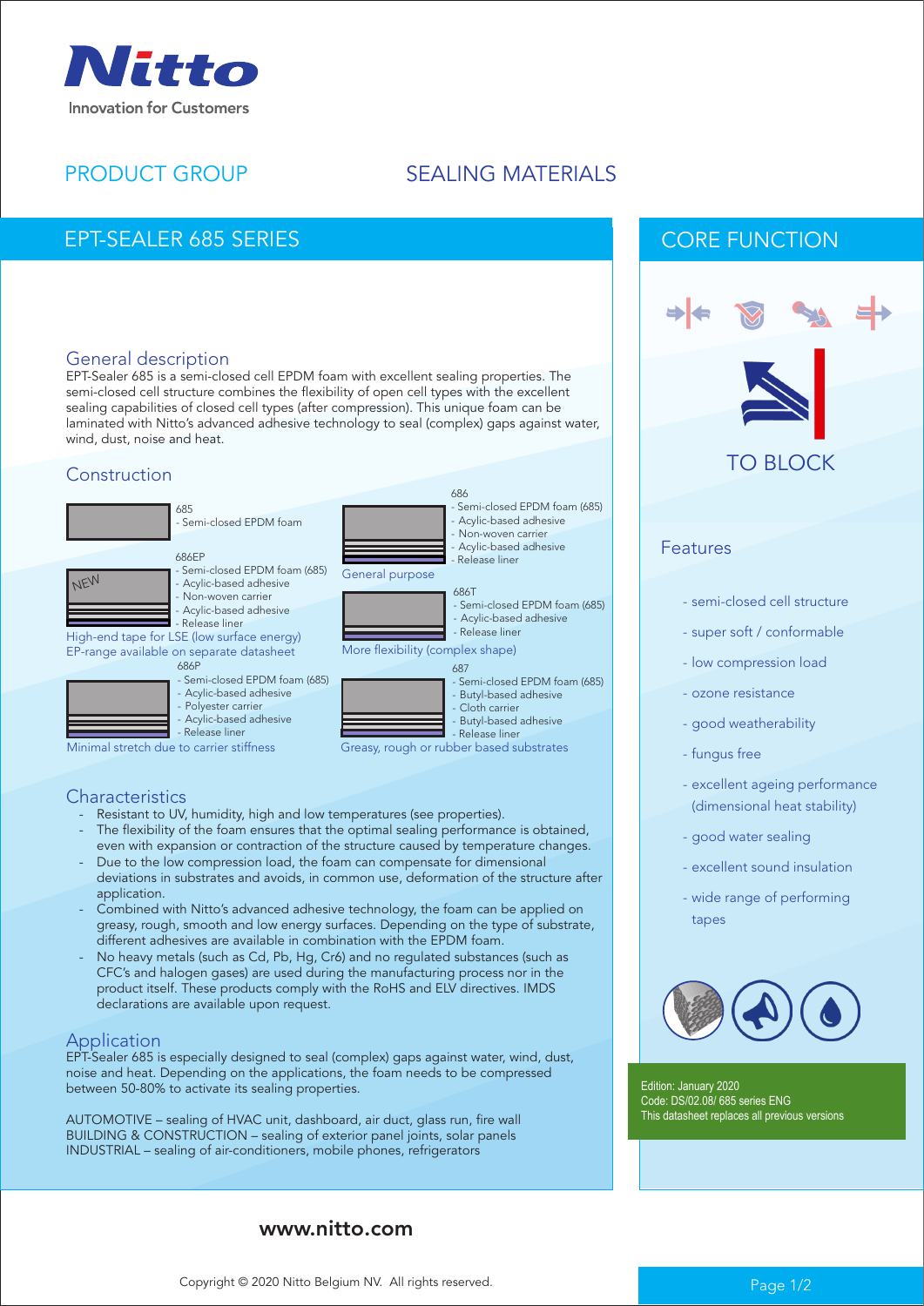Nitto
Innovation for Customers

PRODUCT GROUP — SEALING MATERIALS

# EPT-SEALER 685 SERIES

## General description

EPT-Sealer 685 is a semi-closed cell EPDM foam with excellent sealing properties. The semi-closed cell structure combines the flexibility of open cell types with the excellent sealing capabilities of closed cell types (after compression). This unique foam can be laminated with Nitto's advanced adhesive technology to seal (complex) gaps against water, wind, dust, noise and heat.

## Construction

**685**
- Semi-closed EPDM foam

**686EP** (NEW)
- Semi-closed EPDM foam (685)
- Acylic-based adhesive
- Non-woven carrier
- Acylic-based adhesive
- Release liner

High-end tape for LSE (low surface energy)
EP-range available on separate datasheet

**686P**
- Semi-closed EPDM foam (685)
- Acylic-based adhesive
- Polyester carrier
- Acylic-based adhesive
- Release liner

Minimal stretch due to carrier stiffness

**686**
- Semi-closed EPDM foam (685)
- Acylic-based adhesive
- Non-woven carrier
- Acylic-based adhesive
- Release liner

General purpose

**686T**
- Semi-closed EPDM foam (685)
- Acylic-based adhesive
- Release liner

More flexibility (complex shape)

**687**
- Semi-closed EPDM foam (685)
- Butyl-based adhesive
- Cloth carrier
- Butyl-based adhesive
- Release liner

Greasy, rough or rubber based substrates

## Characteristics

- Resistant to UV, humidity, high and low temperatures (see properties).
- The flexibility of the foam ensures that the optimal sealing performance is obtained, even with expansion or contraction of the structure caused by temperature changes.
- Due to the low compression load, the foam can compensate for dimensional deviations in substrates and avoids, in common use, deformation of the structure after application.
- Combined with Nitto's advanced adhesive technology, the foam can be applied on greasy, rough, smooth and low energy surfaces. Depending on the type of substrate, different adhesives are available in combination with the EPDM foam.
- No heavy metals (such as Cd, Pb, Hg, Cr6) and no regulated substances (such as CFC's and halogen gases) are used during the manufacturing process nor in the product itself. These products comply with the RoHS and ELV directives. IMDS declarations are available upon request.

## Application

EPT-Sealer 685 is especially designed to seal (complex) gaps against water, wind, dust, noise and heat. Depending on the applications, the foam needs to be compressed between 50-80% to activate its sealing properties.

AUTOMOTIVE – sealing of HVAC unit, dashboard, air duct, glass run, fire wall
BUILDING & CONSTRUCTION – sealing of exterior panel joints, solar panels
INDUSTRIAL – sealing of air-conditioners, mobile phones, refrigerators

## CORE FUNCTION

TO BLOCK

### Features

- semi-closed cell structure
- super soft / conformable
- low compression load
- ozone resistance
- good weatherability
- fungus free
- excellent ageing performance (dimensional heat stability)
- good water sealing
- excellent sound insulation
- wide range of performing tapes

Edition: January 2020
Code: DS/02.08/ 685 series ENG
This datasheet replaces all previous versions

www.nitto.com

Copyright © 2020 Nitto Belgium NV. All rights reserved.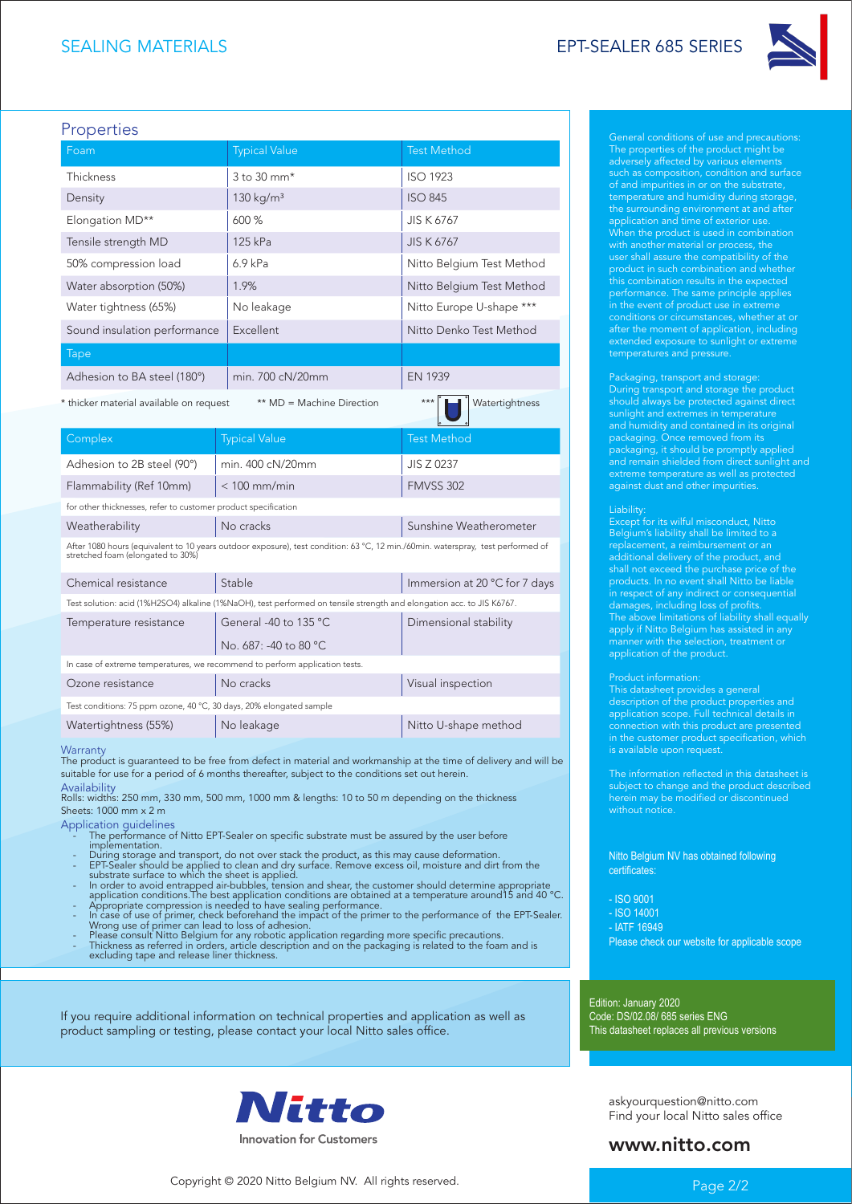## Properties

| Foam | Typical Value | Test Method |
|---|---|---|
| Thickness | 3 to 30 mm* | ISO 1923 |
| Density | 130 kg/m³ | ISO 845 |
| Elongation MD** | 600 % | JIS K 6767 |
| Tensile strength MD | 125 kPa | JIS K 6767 |
| 50% compression load | 6.9 kPa | Nitto Belgium Test Method |
| Water absorption (50%) | 1.9% | Nitto Belgium Test Method |
| Water tightness (65%) | No leakage | Nitto Europe U-shape *** |
| Sound insulation performance | Excellent | Nitto Denko Test Method |
| **Tape** | | |
| Adhesion to BA steel (180°) | min. 700 cN/20mm | EN 1939 |

\* thicker material available on request  ** MD = Machine Direction  *** Watertightness

| Complex | Typical Value | Test Method |
|---|---|---|
| Adhesion to 2B steel (90°) | min. 400 cN/20mm | JIS Z 0237 |
| Flammability (Ref 10mm) | < 100 mm/min | FMVSS 302 |
| for other thicknesses, refer to customer product specification | | |
| Weatherability | No cracks | Sunshine Weatherometer |
| After 1080 hours (equivalent to 10 years outdoor exposure), test condition: 63 °C, 12 min./60min. waterspray, test performed of stretched foam (elongated to 30%) | | |
| Chemical resistance | Stable | Immersion at 20 °C for 7 days |
| Test solution: acid (1%H2SO4) alkaline (1%NaOH), test performed on tensile strength and elongation acc. to JIS K6767. | | |
| Temperature resistance | General -40 to 135 °C<br>No. 687: -40 to 80 °C | Dimensional stability |
| In case of extreme temperatures, we recommend to perform application tests. | | |
| Ozone resistance | No cracks | Visual inspection |
| Test conditions: 75 ppm ozone, 40 °C, 30 days, 20% elongated sample | | |
| Watertightness (55%) | No leakage | Nitto U-shape method |

### Warranty

The product is guaranteed to be free from defect in material and workmanship at the time of delivery and will be suitable for use for a period of 6 months thereafter, subject to the conditions set out herein.

### Availability

Rolls: widths: 250 mm, 330 mm, 500 mm, 1000 mm & lengths: 10 to 50 m depending on the thickness
Sheets: 1000 mm x 2 m

### Application guidelines

- The performance of Nitto EPT-Sealer on specific substrate must be assured by the user before implementation.
- During storage and transport, do not over stack the product, as this may cause deformation.
- EPT-Sealer should be applied to clean and dry surface. Remove excess oil, moisture and dirt from the substrate surface to which the sheet is applied.
- In order to avoid entrapped air-bubbles, tension and shear, the customer should determine appropriate application conditions.The best application conditions are obtained at a temperature around15 and 40 °C.
- Appropriate compression is needed to have sealing performance.
- In case of use of primer, check beforehand the impact of the primer to the performance of the EPT-Sealer. Wrong use of primer can lead to loss of adhesion.
- Please consult Nitto Belgium for any robotic application regarding more specific precautions.
- Thickness as referred in orders, article description and on the packaging is related to the foam and is excluding tape and release liner thickness.

If you require additional information on technical properties and application as well as product sampling or testing, please contact your local Nitto sales office.

General conditions of use and precautions:
The properties of the product might be adversely affected by various elements such as composition, condition and surface of and impurities in or on the substrate, temperature and humidity during storage, the surrounding environment at and after application and time of exterior use.
When the product is used in combination with another material or process, the user shall assure the compatibility of the product in such combination and whether this combination results in the expected performance. The same principle applies in the event of product use in extreme conditions or circumstances, whether at or after the moment of application, including extended exposure to sunlight or extreme temperatures and pressure.

Packaging, transport and storage:
During transport and storage the product should always be protected against direct sunlight and extremes in temperature and humidity and contained in its original packaging. Once removed from its packaging, it should be promptly applied and remain shielded from direct sunlight and extreme temperature as well as protected against dust and other impurities.

Liability:
Except for its wilful misconduct, Nitto Belgium's liability shall be limited to a replacement, a reimbursement or an additional delivery of the product, and shall not exceed the purchase price of the products. In no event shall Nitto be liable in respect of any indirect or consequential damages, including loss of profits.
The above limitations of liability shall equally apply if Nitto Belgium has assisted in any manner with the selection, treatment or application of the product.

Product information:
This datasheet provides a general description of the product properties and application scope. Full technical details in connection with this product are presented in the customer product specification, which is available upon request.

The information reflected in this datasheet is subject to change and the product described herein may be modified or discontinued without notice.

Nitto Belgium NV has obtained following certificates:

- ISO 9001
- ISO 14001
- IATF 16949

Please check our website for applicable scope

Edition: January 2020
Code: DS/02.08/ 685 series ENG
This datasheet replaces all previous versions

Nitto
Innovation for Customers

askyourquestion@nitto.com
Find your local Nitto sales office

**www.nitto.com**

Copyright © 2020 Nitto Belgium NV. All rights reserved.